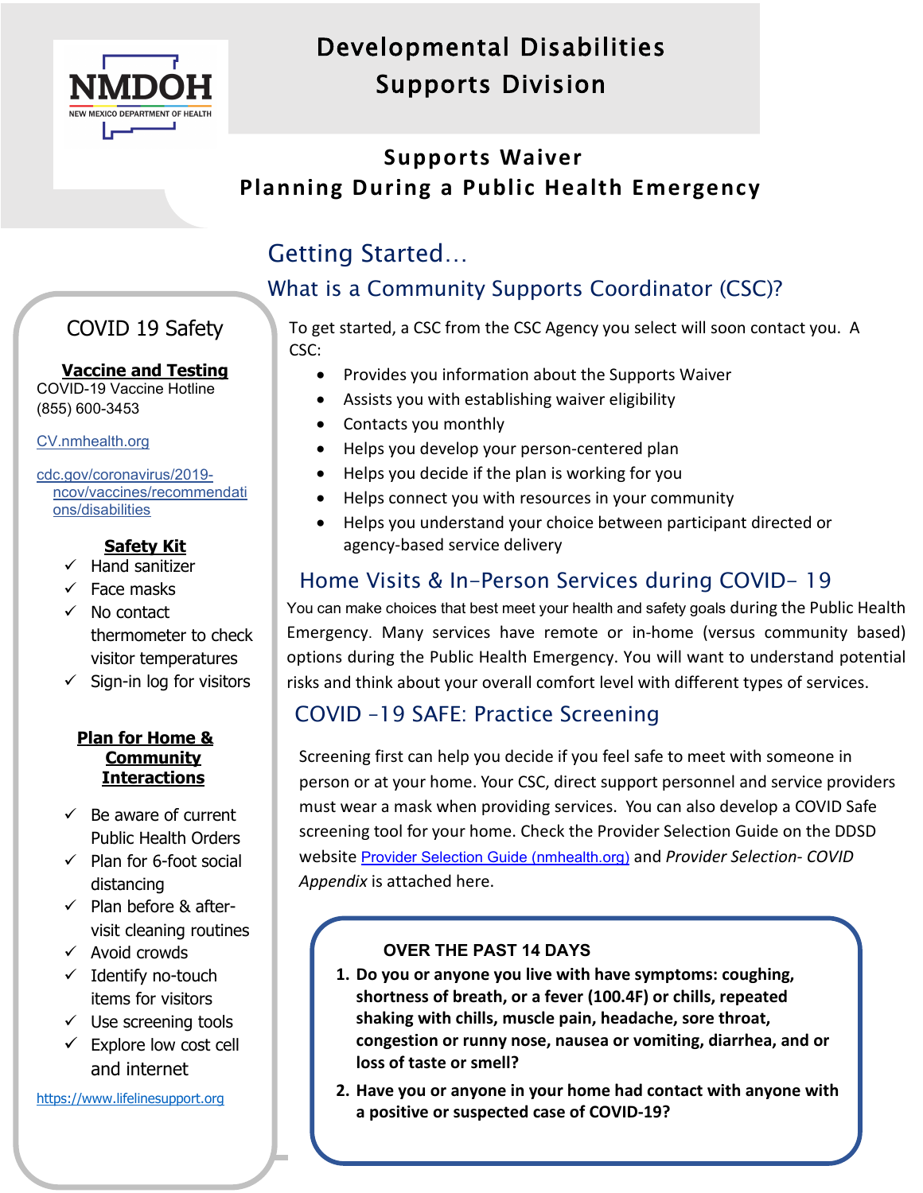NMDOH
NEW MEXICO DEPARTMENT OF HEALTH

# Developmental Disabilities Supports Division

## Supports Waiver Planning During a Public Health Emergency

## Getting Started…

### What is a Community Supports Coordinator (CSC)?

To get started, a CSC from the CSC Agency you select will soon contact you. A CSC:

- Provides you information about the Supports Waiver
- Assists you with establishing waiver eligibility
- Contacts you monthly
- Helps you develop your person-centered plan
- Helps you decide if the plan is working for you
- Helps connect you with resources in your community
- Helps you understand your choice between participant directed or agency-based service delivery

### Home Visits & In-Person Services during COVID- 19

You can make choices that best meet your health and safety goals during the Public Health Emergency. Many services have remote or in-home (versus community based) options during the Public Health Emergency. You will want to understand potential risks and think about your overall comfort level with different types of services.

### COVID -19 SAFE: Practice Screening

Screening first can help you decide if you feel safe to meet with someone in person or at your home. Your CSC, direct support personnel and service providers must wear a mask when providing services. You can also develop a COVID Safe screening tool for your home. Check the Provider Selection Guide on the DDSD website [Provider Selection Guide (nmhealth.org)] and *Provider Selection- COVID Appendix* is attached here.

**OVER THE PAST 14 DAYS**

1. **Do you or anyone you live with have symptoms: coughing, shortness of breath, or a fever (100.4F) or chills, repeated shaking with chills, muscle pain, headache, sore throat, congestion or runny nose, nausea or vomiting, diarrhea, and or loss of taste or smell?**
2. **Have you or anyone in your home had contact with anyone with a positive or suspected case of COVID-19?**

### COVID 19 Safety

**Vaccine and Testing**

COVID-19 Vaccine Hotline (855) 600-3453

CV.nmhealth.org

cdc.gov/coronavirus/2019-ncov/vaccines/recommendations/disabilities

**Safety Kit**

- ✓ Hand sanitizer
- ✓ Face masks
- ✓ No contact thermometer to check visitor temperatures
- ✓ Sign-in log for visitors

**Plan for Home & Community Interactions**

- ✓ Be aware of current Public Health Orders
- ✓ Plan for 6-foot social distancing
- ✓ Plan before & after-visit cleaning routines
- ✓ Avoid crowds
- ✓ Identify no-touch items for visitors
- ✓ Use screening tools
- ✓ Explore low cost cell and internet

https://www.lifelinesupport.org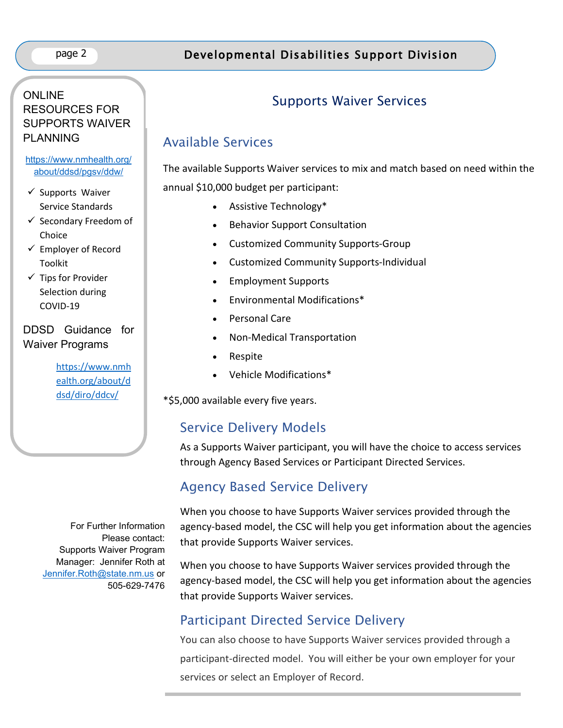## ONLINE RESOURCES FOR SUPPORTS WAIVER PLANNING

https://www.nmhealth.org/about/ddsd/pgsv/ddw/

- ✓ Supports Waiver Service Standards
- ✓ Secondary Freedom of Choice
- ✓ Employer of Record Toolkit
- ✓ Tips for Provider Selection during COVID-19

DDSD Guidance for Waiver Programs

https://www.nmhealth.org/about/ddsd/diro/ddcv/

For Further Information Please contact: Supports Waiver Program Manager: Jennifer Roth at Jennifer.Roth@state.nm.us or 505-629-7476

# Supports Waiver Services

## Available Services

The available Supports Waiver services to mix and match based on need within the annual $10,000 budget per participant:

- Assistive Technology*
- Behavior Support Consultation
- Customized Community Supports-Group
- Customized Community Supports-Individual
- Employment Supports
- Environmental Modifications*
- Personal Care
- Non-Medical Transportation
- Respite
- Vehicle Modifications*

*$5,000 available every five years.

## Service Delivery Models

As a Supports Waiver participant, you will have the choice to access services through Agency Based Services or Participant Directed Services.

## Agency Based Service Delivery

When you choose to have Supports Waiver services provided through the agency-based model, the CSC will help you get information about the agencies that provide Supports Waiver services.

When you choose to have Supports Waiver services provided through the agency-based model, the CSC will help you get information about the agencies that provide Supports Waiver services.

## Participant Directed Service Delivery

You can also choose to have Supports Waiver services provided through a participant-directed model. You will either be your own employer for your services or select an Employer of Record.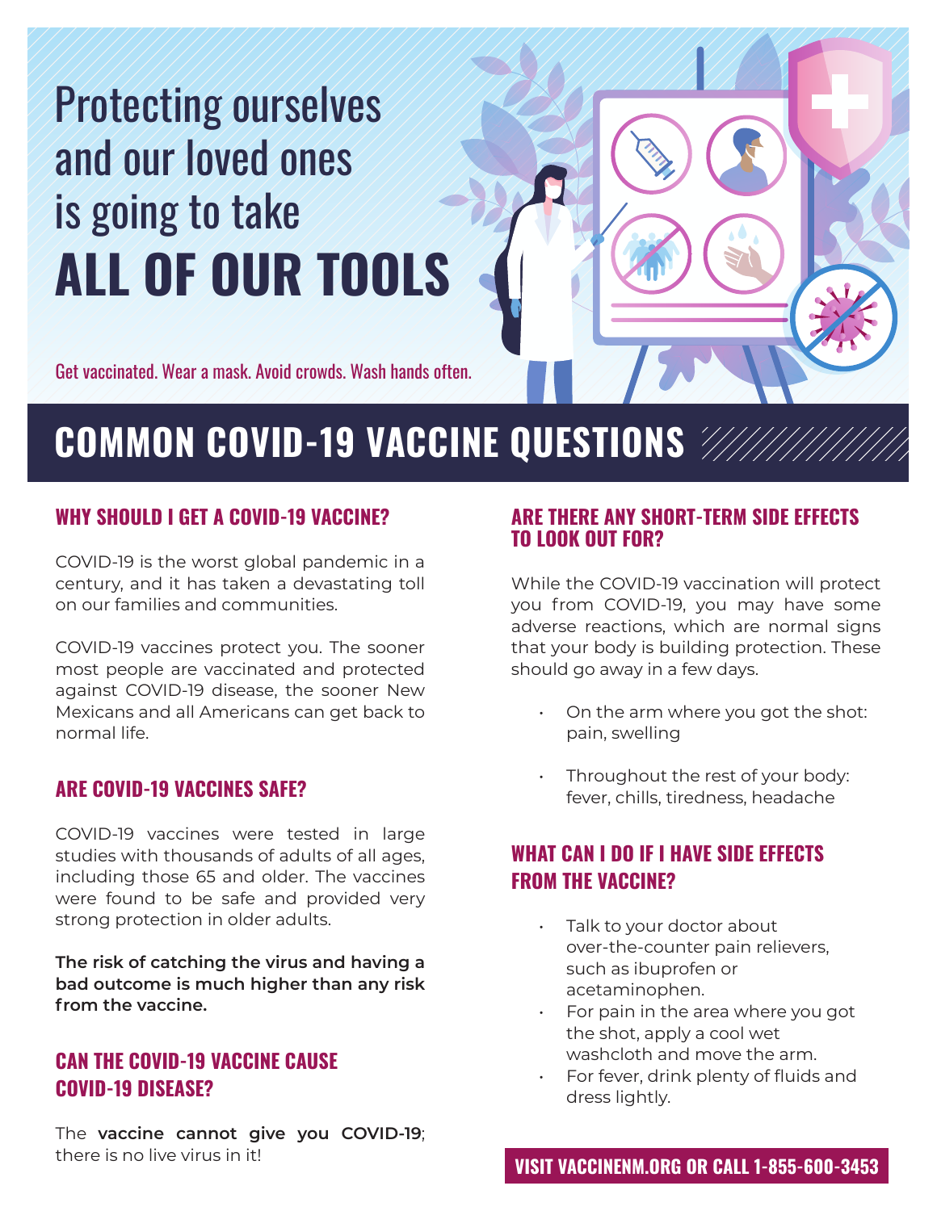# Protecting ourselves and our loved ones is going to take ALL OF OUR TOOLS

Get vaccinated. Wear a mask. Avoid crowds. Wash hands often.

## COMMON COVID-19 VACCINE QUESTIONS

### WHY SHOULD I GET A COVID-19 VACCINE?

COVID-19 is the worst global pandemic in a century, and it has taken a devastating toll on our families and communities.

COVID-19 vaccines protect you. The sooner most people are vaccinated and protected against COVID-19 disease, the sooner New Mexicans and all Americans can get back to normal life.

### ARE COVID-19 VACCINES SAFE?

COVID-19 vaccines were tested in large studies with thousands of adults of all ages, including those 65 and older. The vaccines were found to be safe and provided very strong protection in older adults.

**The risk of catching the virus and having a bad outcome is much higher than any risk from the vaccine.**

### CAN THE COVID-19 VACCINE CAUSE COVID-19 DISEASE?

The **vaccine cannot give you COVID-19**; there is no live virus in it!

### ARE THERE ANY SHORT-TERM SIDE EFFECTS TO LOOK OUT FOR?

While the COVID-19 vaccination will protect you from COVID-19, you may have some adverse reactions, which are normal signs that your body is building protection. These should go away in a few days.

- On the arm where you got the shot: pain, swelling
- Throughout the rest of your body: fever, chills, tiredness, headache

### WHAT CAN I DO IF I HAVE SIDE EFFECTS FROM THE VACCINE?

- Talk to your doctor about over-the-counter pain relievers, such as ibuprofen or acetaminophen.
- For pain in the area where you got the shot, apply a cool wet washcloth and move the arm.
- For fever, drink plenty of fluids and dress lightly.

**VISIT VACCINENM.ORG OR CALL 1-855-600-3453**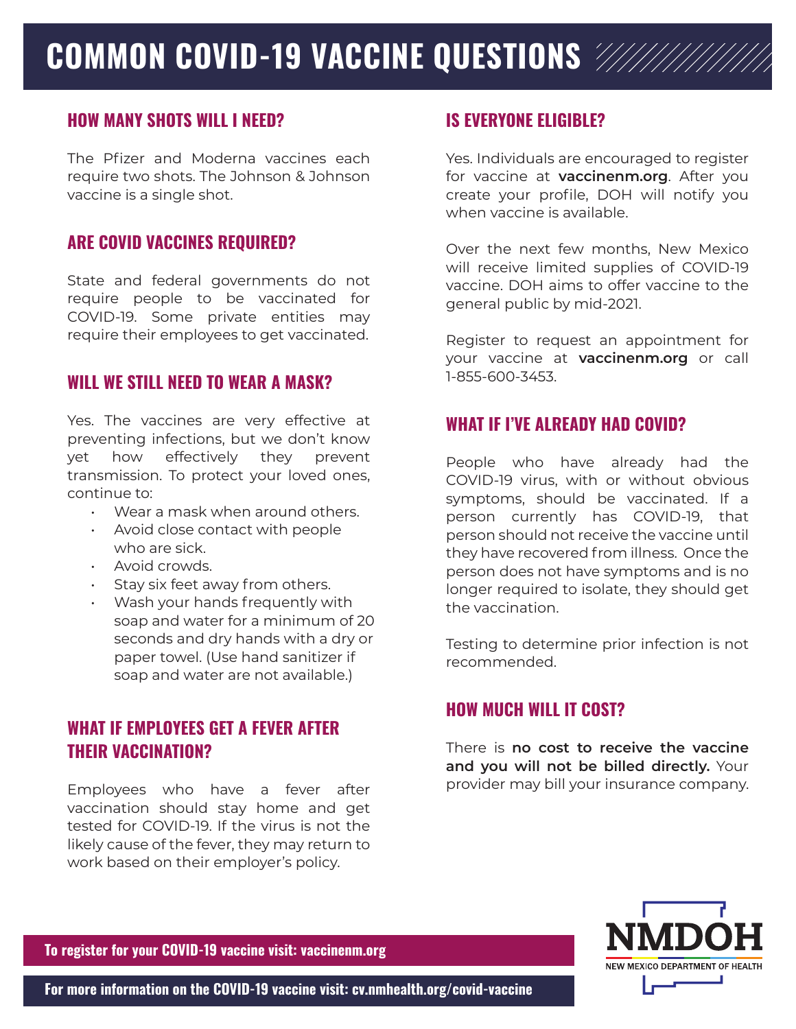# COMMON COVID-19 VACCINE QUESTIONS

## HOW MANY SHOTS WILL I NEED?

The Pfizer and Moderna vaccines each require two shots. The Johnson & Johnson vaccine is a single shot.

## ARE COVID VACCINES REQUIRED?

State and federal governments do not require people to be vaccinated for COVID-19. Some private entities may require their employees to get vaccinated.

## WILL WE STILL NEED TO WEAR A MASK?

Yes. The vaccines are very effective at preventing infections, but we don't know yet how effectively they prevent transmission. To protect your loved ones, continue to:

- Wear a mask when around others.
- Avoid close contact with people who are sick.
- Avoid crowds.
- Stay six feet away from others.
- Wash your hands frequently with soap and water for a minimum of 20 seconds and dry hands with a dry or paper towel. (Use hand sanitizer if soap and water are not available.)

## WHAT IF EMPLOYEES GET A FEVER AFTER THEIR VACCINATION?

Employees who have a fever after vaccination should stay home and get tested for COVID-19. If the virus is not the likely cause of the fever, they may return to work based on their employer's policy.

## IS EVERYONE ELIGIBLE?

Yes. Individuals are encouraged to register for vaccine at **vaccinenm.org**. After you create your profile, DOH will notify you when vaccine is available.

Over the next few months, New Mexico will receive limited supplies of COVID-19 vaccine. DOH aims to offer vaccine to the general public by mid-2021.

Register to request an appointment for your vaccine at **vaccinenm.org** or call 1-855-600-3453.

## WHAT IF I'VE ALREADY HAD COVID?

People who have already had the COVID-19 virus, with or without obvious symptoms, should be vaccinated. If a person currently has COVID-19, that person should not receive the vaccine until they have recovered from illness. Once the person does not have symptoms and is no longer required to isolate, they should get the vaccination.

Testing to determine prior infection is not recommended.

## HOW MUCH WILL IT COST?

There is **no cost to receive the vaccine and you will not be billed directly.** Your provider may bill your insurance company.

**To register for your COVID-19 vaccine visit: vaccinenm.org**

**For more information on the COVID-19 vaccine visit: cv.nmhealth.org/covid-vaccine**

NMDOH
NEW MEXICO DEPARTMENT OF HEALTH